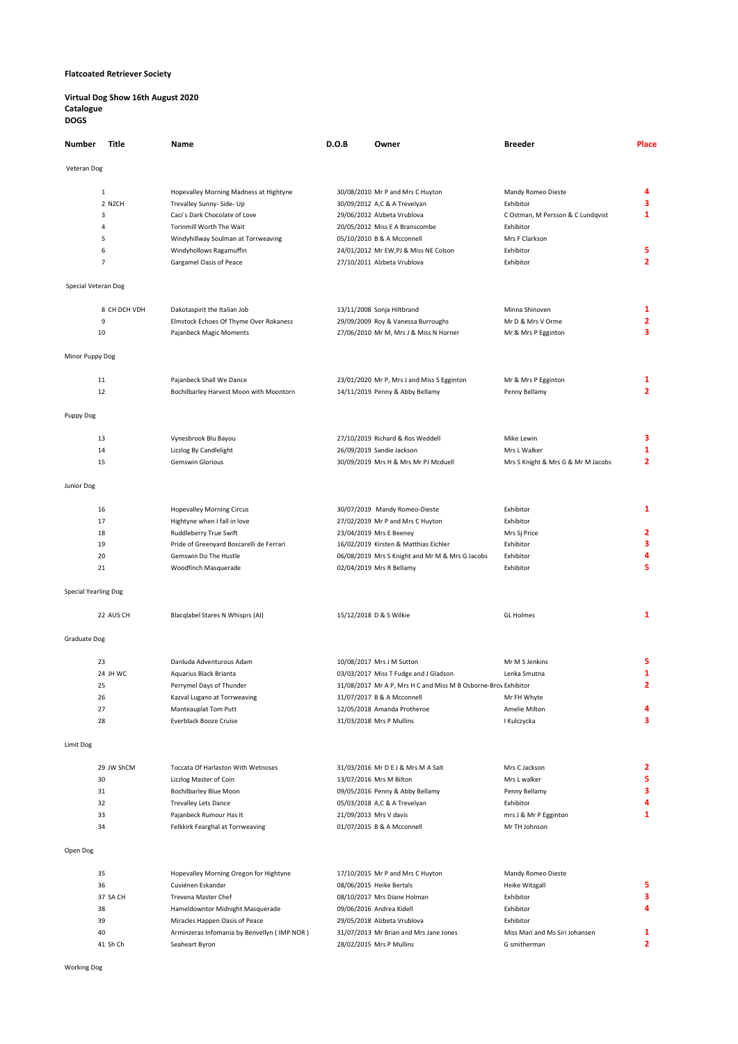**Flatcoated Retriever Society**

**Virtual Dog Show 16th August 2020**
**Catalogue**
**DOGS**

| Number | Title | Name | D.O.B | Owner | Breeder | Place |
|---|---|---|---|---|---|---|
| Veteran Dog | | | | | | |
| 1 | | Hopevalley Morning Madness at Hightyne | 30/08/2010 | Mr P and Mrs C Huyton | Mandy Romeo Dieste | 4 |
| 2 | NZCH | Trevalley Sunny- Side- Up | 30/09/2012 | A,C & A Trevelyan | Exhibitor | 3 |
| 3 | | Caci´s Dark Chocolate of Love | 29/06/2012 | Alzbeta Vrublova | C Ostman, M Persson & C Lundqvist | 1 |
| 4 | | Torinmill Worth The Wait | 20/05/2012 | Miss E A Branscombe | Exhibitor | |
| 5 | | Windyhillway Soulman at Torrweaving | 05/10/2010 | B & A Mcconnell | Mrs F Clarkson | |
| 6 | | Windyhollows Ragamuffin | 24/01/2012 | Mr EW,PJ & Miss NE Colson | Exhibitor | 5 |
| 7 | | Gargamel Oasis of Peace | 27/10/2011 | Alzbeta Vrublova | Exhibitor | 2 |
| Special Veteran Dog | | | | | | |
| 8 | CH DCH VDH | Dakotaspirit the Italian Job | 13/11/2008 | Sonja Hiltbrand | Minna Shinoven | 1 |
| 9 | | Elmstock Echoes Of Thyme Over Rokaness | 29/09/2009 | Roy & Vanessa Burroughs | Mr D & Mrs V Orme | 2 |
| 10 | | Pajanbeck Magic Moments | 27/06/2010 | Mr M, Mrs J & Miss N Horner | Mr & Mrs P Egginton | 3 |
| Minor Puppy Dog | | | | | | |
| 11 | | Pajanbeck Shall We Dance | 23/01/2020 | Mr P, Mrs J and Miss S Egginton | Mr & Mrs P Egginton | 1 |
| 12 | | Bochilbarley Harvest Moon with Moontorn | 14/11/2019 | Penny & Abby Bellamy | Penny Bellamy | 2 |
| Puppy Dog | | | | | | |
| 13 | | Vynesbrook Blu Bayou | 27/10/2019 | Richard & Ros Weddell | Mike Lewin | 3 |
| 14 | | Lizzlog By Candlelight | 26/09/2019 | Sandie Jackson | Mrs L Walker | 1 |
| 15 | | Gemswin Glorious | 30/09/2019 | Mrs H & Mrs Mr PJ Mcduell | Mrs S Knight & Mrs G & Mr M Jacobs | 2 |
| Junior Dog | | | | | | |
| 16 | | Hopevalley Morning Circus | 30/07/2019 | Mandy Romeo-Dieste | Exhibitor | 1 |
| 17 | | Hightyne when I fall in love | 27/02/2019 | Mr P and Mrs C Huyton | Exhibitor | |
| 18 | | Ruddleberry True Swift | 23/04/2019 | Mrs E Beeney | Mrs Sj Price | 2 |
| 19 | | Pride of Greenyard Boscarelli de Ferrari | 16/02/2019 | Kirsten & Matthias Eichler | Exhibitor | 3 |
| 20 | | Gemswin Do The Hustle | 06/08/2019 | Mrs S Knight and Mr M & Mrs G Jacobs | Exhibitor | 4 |
| 21 | | Woodfinch Masquerade | 02/04/2019 | Mrs R Bellamy | Exhibitor | 5 |
| Special Yearling Dog | | | | | | |
| 22 | AUS CH | Blacqlabel Stares N Whisprs (AI) | 15/12/2018 | D & S Wilkie | GL Holmes | 1 |
| Graduate Dog | | | | | | |
| 23 | | Danluda Adventurous Adam | 10/08/2017 | Mrs J M Sutton | Mr M S Jenkins | 5 |
| 24 | JH WC | Aquarius Black Brianta | 03/03/2017 | Miss T Fudge and J Gladson | Lenka Smutna | 1 |
| 25 | | Perrymel Days of Thunder | 31/08/2017 | Mr A P, Mrs H C and Miss M B Osborne-Brov | Exhibitor | 2 |
| 26 | | Kazval Lugano at Torrweaving | 31/07/2017 | B & A Mcconnell | Mr FH Whyte | |
| 27 | | Manteauplat Tom Putt | 12/05/2018 | Amanda Protheroe | Amelie Milton | 4 |
| 28 | | Everblack Booze Cruise | 31/03/2018 | Mrs P Mullins | I Kulczycka | 3 |
| Limit Dog | | | | | | |
| 29 | JW ShCM | Toccata Of Harlaston With Wetnoses | 31/03/2016 | Mr D E J & Mrs M A Salt | Mrs C Jackson | 2 |
| 30 | | Lizzlog Master of Coin | 13/07/2016 | Mrs M Bilton | Mrs L walker | 5 |
| 31 | | Bochilbarley Blue Moon | 09/05/2016 | Penny & Abby Bellamy | Penny Bellamy | 3 |
| 32 | | Trevalley Lets Dance | 05/03/2018 | A,C & A Trevelyan | Exhibitor | 4 |
| 33 | | Pajanbeck Rumour Has It | 21/09/2013 | Mrs V davis | mrs J & Mr P Egginton | 1 |
| 34 | | Felkkirk Fearghal at Torrweaving | 01/07/2015 | B & A Mcconnell | Mr TH Johnson | |
| Open Dog | | | | | | |
| 35 | | Hopevalley Morning Oregon for Hightyne | 17/10/2015 | Mr P and Mrs C Huyton | Mandy Romeo Dieste | |
| 36 | | Cuviénen Eskandar | 08/06/2015 | Heike Bertals | Heike Witzgall | 5 |
| 37 | SA CH | Trevena Master Chef | 08/10/2017 | Mrs Diane Holman | Exhibitor | 3 |
| 38 | | Hameldowntor Midnight Masquerade | 09/06/2016 | Andrea Kidell | Exhibitor | 4 |
| 39 | | Miracles Happen Oasis of Peace | 29/05/2018 | Alzbeta Vrublova | Exhibitor | |
| 40 | | Arminzeras Infomania by Benvellyn ( IMP NOR ) | 31/07/2013 | Mr Brian and Mrs Jane Jones | Miss Mari and Ms Siri Johansen | 1 |
| 41 | Sh Ch | Seaheart Byron | 28/02/2015 | Mrs P Mullins | G smitherman | 2 |

Working Dog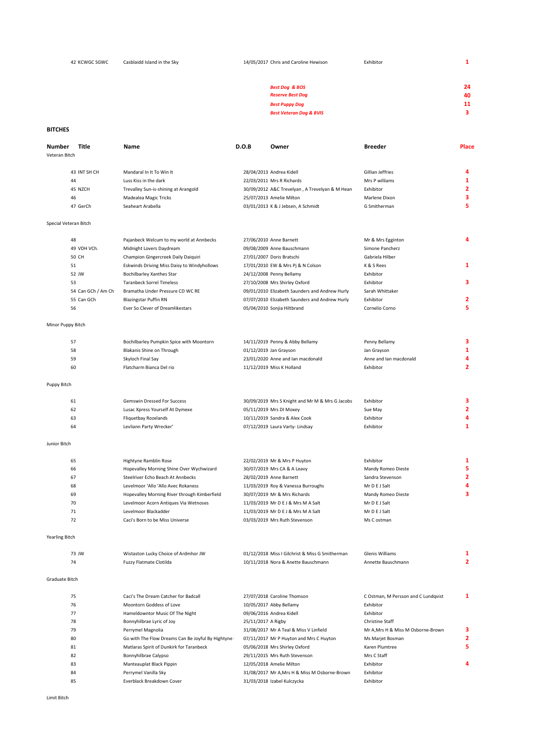| Number | Title | Name | D.O.B | Owner | Breeder | Place |
|---|---|---|---|---|---|---|
| 42 | KCWGC SGWC | Casblaidd Island in the Sky | 14/05/2017 | Chris and Caroline Hewison | Exhibitor | 1 |

| | |
|---|---|
| ***Best Dog & BOS*** | 24 |
| ***Reserve Best Dog*** | 40 |
| ***Best Puppy Dog*** | 11 |
| ***Best Veteran Dog & BVIS*** | 3 |

## BITCHES

| Number | Title | Name | D.O.B | Owner | Breeder | Place |
|---|---|---|---|---|---|---|
| **Veteran Bitch** | | | | | | |
| 43 | INT SH CH | Mandaral In It To Win It | 28/04/2013 | Andrea Kidell | Gillian Jeffries | 4 |
| 44 | | Luss Kiss in the dark | 22/03/2011 | Mrs R Richards | Mrs P williams | 1 |
| 45 | NZCH | Trevalley Sun-is-shining at Arangold | 30/09/2012 | A&C Trevelyan , A Trevelyan & M Hean | Exhibitor | 2 |
| 46 | | Madealea Magic Tricks | 25/07/2013 | Amelie Milton | Marlene Dixon | 3 |
| 47 | GerCh | Seaheart Arabella | 03/01/2013 | K & J Jebsen, A Schmidt | G Smitherman | 5 |
| **Special Veteran Bitch** | | | | | | |
| 48 | | Pajanbeck Welcum to my world at Annbecks | 27/06/2010 | Anne Barnett | Mr & Mrs Egginton | 4 |
| 49 | VDH VCh. | Midnight Lovers Daydream | 09/08/2009 | Anne Bauschmann | Simone Pancherz | |
| 50 | CH | Champion Gingercreek Daily Daiquiri | 27/01/2007 | Doris Bratschi | Gabriela Hilber | |
| 51 | | Eskwinds Driving Miss Daisy to Windyhollows | 17/01/2010 | EW & Mrs Pj & N Colson | K & S Rees | 1 |
| 52 | JW | Bochilbarley Xanthes Star | 24/12/2008 | Penny Bellamy | Exhibitor | |
| 53 | | Taranbeck Sorrel Timeless | 27/10/2008 | Mrs Shirley Oxford | Exhibitor | 3 |
| 54 | Can GCh / Am Ch | Bramatha Under Pressure CD WC RE | 09/01/2010 | Elizabeth Saunders and Andrew Hurly | Sarah Whittaker | |
| 55 | Can GCh | Blazingstar Puffin RN | 07/07/2010 | Elizabeth Saunders and Andrew Hurly | Exhibitor | 2 |
| 56 | | Ever So Clever of Dreamlikestars | 05/04/2010 | Sonjia Hiltbrand | Cornelio Corno | 5 |
| **Minor Puppy Bitch** | | | | | | |
| 57 | | Bochilbarley Pumpkin Spice with Moontorn | 14/11/2019 | Penny & Abby Bellamy | Penny Bellamy | 3 |
| 58 | | Blakanis Shine on Through | 01/12/2019 | Jan Grayson | Jan Grayson | 1 |
| 59 | | Skyloch Final Say | 23/01/2020 | Anne and Ian macdonald | Anne and Ian macdonald | 4 |
| 60 | | Flatcharm Bianca Del rio | 11/12/2019 | Miss K Holland | Exhibitor | 2 |
| **Puppy Bitch** | | | | | | |
| 61 | | Gemswin Dressed For Success | 30/09/2019 | Mrs S Knight and Mr M & Mrs G Jacobs | Exhibitor | 3 |
| 62 | | Lusac Xpress Yourself At Dymexe | 05/11/2019 | Mrs DI Moxey | Sue May | 2 |
| 63 | | Fliquetbay Rozelands | 10/11/2019 | Sandra & Alex Cook | Exhibitor | 4 |
| 64 | | Levliann Party Wrecker' | 07/12/2019 | Laura Varty- Lindsay | Exhibitor | 1 |
| **Junior Bitch** | | | | | | |
| 65 | | Hightyne Ramblin Rose | 22/02/2019 | Mr & Mrs P Huyton | Exhibitor | 1 |
| 66 | | Hopevalley Morning Shine Over Wychwizard | 30/07/2019 | Mrs CA & A Leavy | Mandy Romeo Dieste | 5 |
| 67 | | Steelriver Echo Beach At Annbecks | 28/02/2019 | Anne Barnett | Sandra Stevenson | 2 |
| 68 | | Levelmoor 'Allo 'Allo Avec Rokaness | 11/03/2019 | Roy & Vanessa Burroughs | Mr D E J Salt | 4 |
| 69 | | Hopevalley Morning River through Kimberfield | 30/07/2019 | Mr & Mrs Richards | Mandy Romeo Dieste | 3 |
| 70 | | Levelmoor Acorn Antiques Via Wetnoses | 11/03/2019 | Mr D E J & Mrs M A Salt | Mr D E J Salt | |
| 71 | | Levelmoor Blackadder | 11/03/2019 | Mr D E J & Mrs M A Salt | Mr D E J Salt | |
| 72 | | Caci's Born to be Miss Universe | 03/03/2019 | Mrs Ruth Stevenson | Ms C ostman | |
| **Yearling Bitch** | | | | | | |
| 73 | JW | Wistaston Lucky Choice of Ardmhor JW | 01/12/2018 | Miss I Gilchrist & Miss G Smitherman | Glenis Williams | 1 |
| 74 | | Fuzzy Flatmate Clotilda | 10/11/2018 | Nora & Anette Bauschmann | Annette Bauschmann | 2 |
| **Graduate Bitch** | | | | | | |
| 75 | | Caci's The Dream Catcher for Badcall | 27/07/2018 | Caroline Thomson | C Ostman, M Persson and C Lundqvist | 1 |
| 76 | | Moontorn Goddess of Love | 10/05/2017 | Abby Bellamy | Exhibitor | |
| 77 | | Hameldowntor Music Of The Night | 09/06/2016 | Andrea Kidell | Exhibitor | |
| 78 | | Bonnyhilbrae Lyric of Joy | 25/11/2017 | A Rigby | Christine Staff | |
| 79 | | Perrymel Magnolia | 31/08/2017 | Mr A Teal & Miss V Linfield | Mr A,Mrs H & Miss M Osborne-Brown | 3 |
| 80 | | Go with The Flow Dreams Can Be Joyful By Hightyne | 07/11/2017 | Mr P Huyton and Mrs C Huyton | Ms Marjet Bosman | 2 |
| 81 | | Matlaras Spirit of Dunkirk for Taranbeck | 05/06/2018 | Mrs Shirley Oxford | Karen Plumtree | 5 |
| 82 | | Bonnyhilbrae Calypso | 29/11/2015 | Mrs Ruth Stevenson | Mrs C Staff | |
| 83 | | Manteauplat Black Pippin | 12/05/2018 | Amelie Milton | Exhibitor | 4 |
| 84 | | Perrymel Vanilla Sky | 31/08/2017 | Mr A,Mrs H & Miss M Osborne-Brown | Exhibitor | |
| 85 | | Everblack Breakdown Cover | 31/03/2018 | Izabel Kulczycka | Exhibitor | |

Limit Bitch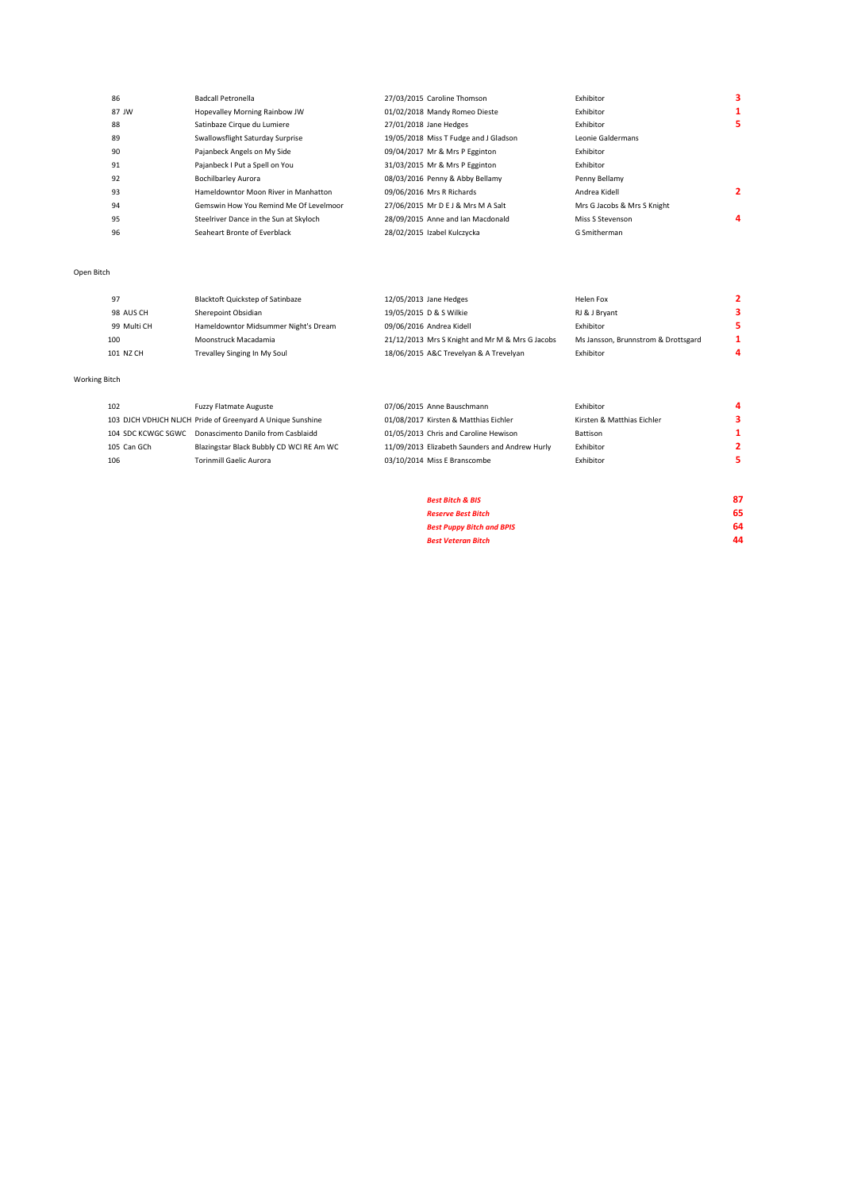| | | | | | |
|---|---|---|---|---|---|
| 86 | Badcall Petronella | 27/03/2015 | Caroline Thomson | Exhibitor | 3 |
| 87 JW | Hopevalley Morning Rainbow JW | 01/02/2018 | Mandy Romeo Dieste | Exhibitor | 1 |
| 88 | Satinbaze Cirque du Lumiere | 27/01/2018 | Jane Hedges | Exhibitor | 5 |
| 89 | Swallowsflight Saturday Surprise | 19/05/2018 | Miss T Fudge and J Gladson | Leonie Galdermans | |
| 90 | Pajanbeck Angels on My Side | 09/04/2017 | Mr & Mrs P Egginton | Exhibitor | |
| 91 | Pajanbeck I Put a Spell on You | 31/03/2015 | Mr & Mrs P Egginton | Exhibitor | |
| 92 | Bochilbarley Aurora | 08/03/2016 | Penny & Abby Bellamy | Penny Bellamy | |
| 93 | Hameldowntor Moon River in Manhatton | 09/06/2016 | Mrs R Richards | Andrea Kidell | 2 |
| 94 | Gemswin How You Remind Me Of Levelmoor | 27/06/2015 | Mr D E J & Mrs M A Salt | Mrs G Jacobs & Mrs S Knight | |
| 95 | Steelriver Dance in the Sun at Skyloch | 28/09/2015 | Anne and Ian Macdonald | Miss S Stevenson | 4 |
| 96 | Seaheart Bronte of Everblack | 28/02/2015 | Izabel Kulczycka | G Smitherman | |

Open Bitch

| | | | | | |
|---|---|---|---|---|---|
| 97 | Blacktoft Quickstep of Satinbaze | 12/05/2013 | Jane Hedges | Helen Fox | 2 |
| 98 AUS CH | Sherepoint Obsidian | 19/05/2015 | D & S Wilkie | RJ & J Bryant | 3 |
| 99 Multi CH | Hameldowntor Midsummer Night's Dream | 09/06/2016 | Andrea Kidell | Exhibitor | 5 |
| 100 | Moonstruck Macadamia | 21/12/2013 | Mrs S Knight and Mr M & Mrs G Jacobs | Ms Jansson, Brunnstrom & Drottsgard | 1 |
| 101 NZ CH | Trevalley Singing In My Soul | 18/06/2015 | A&C Trevelyan & A Trevelyan | Exhibitor | 4 |

Working Bitch

| | | | | | |
|---|---|---|---|---|---|
| 102 | Fuzzy Flatmate Auguste | 07/06/2015 | Anne Bauschmann | Exhibitor | 4 |
| 103 DJCH VDHJCH NLJCH | Pride of Greenyard A Unique Sunshine | 01/08/2017 | Kirsten & Matthias Eichler | Kirsten & Matthias Eichler | 3 |
| 104 SDC KCWGC SGWC | Donascimento Danilo from Casblaidd | 01/05/2013 | Chris and Caroline Hewison | Battison | 1 |
| 105 Can GCh | Blazingstar Black Bubbly CD WCI RE Am WC | 11/09/2013 | Elizabeth Saunders and Andrew Hurly | Exhibitor | 2 |
| 106 | Torinmill Gaelic Aurora | 03/10/2014 | Miss E Branscombe | Exhibitor | 5 |

| | |
|---|---|
| ***Best Bitch & BIS*** | **87** |
| ***Reserve Best Bitch*** | **65** |
| ***Best Puppy Bitch and BPIS*** | **64** |
| ***Best Veteran Bitch*** | **44** |